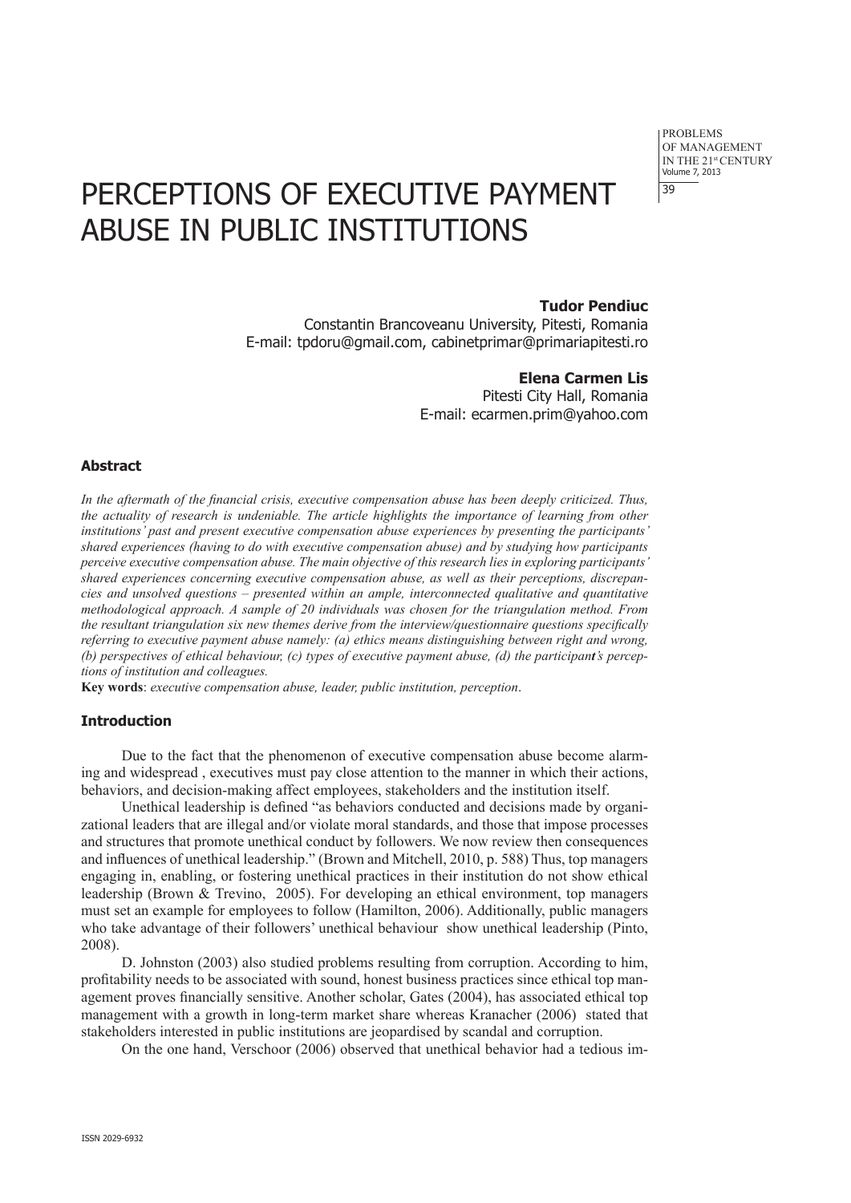# PERCEPTIONS OF EXECUTIVE PAYMENT ABUSE IN PUBLIC INSTITUTIONS

**Tudor Pendiuc**
Constantin Brancoveanu University, Pitesti, Romania
E-mail: tpdoru@gmail.com, cabinetprimar@primariapitesti.ro

**Elena Carmen Lis**
Pitesti City Hall, Romania
E-mail: ecarmen.prim@yahoo.com

### Abstract

*In the aftermath of the financial crisis, executive compensation abuse has been deeply criticized. Thus, the actuality of research is undeniable. The article highlights the importance of learning from other institutions' past and present executive compensation abuse experiences by presenting the participants' shared experiences (having to do with executive compensation abuse) and by studying how participants perceive executive compensation abuse. The main objective of this research lies in exploring participants' shared experiences concerning executive compensation abuse, as well as their perceptions, discrepancies and unsolved questions – presented within an ample, interconnected qualitative and quantitative methodological approach. A sample of 20 individuals was chosen for the triangulation method. From the resultant triangulation six new themes derive from the interview/questionnaire questions specifically referring to executive payment abuse namely: (a) ethics means distinguishing between right and wrong, (b) perspectives of ethical behaviour, (c) types of executive payment abuse, (d) the participant's perceptions of institution and colleagues.*

**Key words**: *executive compensation abuse, leader, public institution, perception*.

### Introduction

Due to the fact that the phenomenon of executive compensation abuse become alarming and widespread , executives must pay close attention to the manner in which their actions, behaviors, and decision-making affect employees, stakeholders and the institution itself.

Unethical leadership is defined "as behaviors conducted and decisions made by organizational leaders that are illegal and/or violate moral standards, and those that impose processes and structures that promote unethical conduct by followers. We now review then consequences and influences of unethical leadership." (Brown and Mitchell, 2010, p. 588) Thus, top managers engaging in, enabling, or fostering unethical practices in their institution do not show ethical leadership (Brown & Trevino, 2005). For developing an ethical environment, top managers must set an example for employees to follow (Hamilton, 2006). Additionally, public managers who take advantage of their followers' unethical behaviour show unethical leadership (Pinto, 2008).

D. Johnston (2003) also studied problems resulting from corruption. According to him, profitability needs to be associated with sound, honest business practices since ethical top management proves financially sensitive. Another scholar, Gates (2004), has associated ethical top management with a growth in long-term market share whereas Kranacher (2006) stated that stakeholders interested in public institutions are jeopardised by scandal and corruption.

On the one hand, Verschoor (2006) observed that unethical behavior had a tedious im-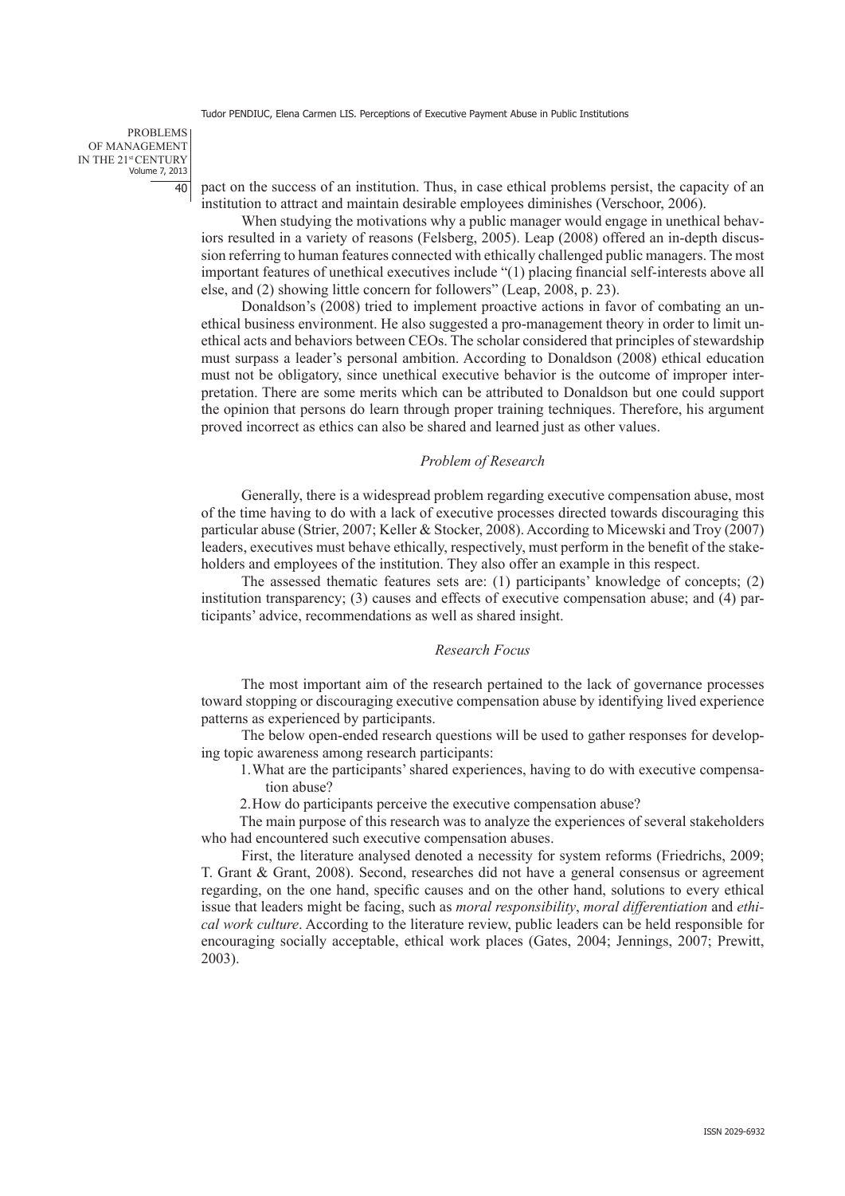pact on the success of an institution. Thus, in case ethical problems persist, the capacity of an institution to attract and maintain desirable employees diminishes (Verschoor, 2006).

When studying the motivations why a public manager would engage in unethical behaviors resulted in a variety of reasons (Felsberg, 2005). Leap (2008) offered an in-depth discussion referring to human features connected with ethically challenged public managers. The most important features of unethical executives include "(1) placing financial self-interests above all else, and (2) showing little concern for followers" (Leap, 2008, p. 23).

Donaldson's (2008) tried to implement proactive actions in favor of combating an unethical business environment. He also suggested a pro-management theory in order to limit unethical acts and behaviors between CEOs. The scholar considered that principles of stewardship must surpass a leader's personal ambition. According to Donaldson (2008) ethical education must not be obligatory, since unethical executive behavior is the outcome of improper interpretation. There are some merits which can be attributed to Donaldson but one could support the opinion that persons do learn through proper training techniques. Therefore, his argument proved incorrect as ethics can also be shared and learned just as other values.

### *Problem of Research*

Generally, there is a widespread problem regarding executive compensation abuse, most of the time having to do with a lack of executive processes directed towards discouraging this particular abuse (Strier, 2007; Keller & Stocker, 2008). According to Micewski and Troy (2007) leaders, executives must behave ethically, respectively, must perform in the benefit of the stakeholders and employees of the institution. They also offer an example in this respect.

The assessed thematic features sets are: (1) participants' knowledge of concepts; (2) institution transparency; (3) causes and effects of executive compensation abuse; and (4) participants' advice, recommendations as well as shared insight.

### *Research Focus*

The most important aim of the research pertained to the lack of governance processes toward stopping or discouraging executive compensation abuse by identifying lived experience patterns as experienced by participants.

The below open-ended research questions will be used to gather responses for developing topic awareness among research participants:

1. What are the participants' shared experiences, having to do with executive compensation abuse?
2. How do participants perceive the executive compensation abuse?

The main purpose of this research was to analyze the experiences of several stakeholders who had encountered such executive compensation abuses.

First, the literature analysed denoted a necessity for system reforms (Friedrichs, 2009; T. Grant & Grant, 2008). Second, researches did not have a general consensus or agreement regarding, on the one hand, specific causes and on the other hand, solutions to every ethical issue that leaders might be facing, such as *moral responsibility*, *moral differentiation* and *ethical work culture*. According to the literature review, public leaders can be held responsible for encouraging socially acceptable, ethical work places (Gates, 2004; Jennings, 2007; Prewitt, 2003).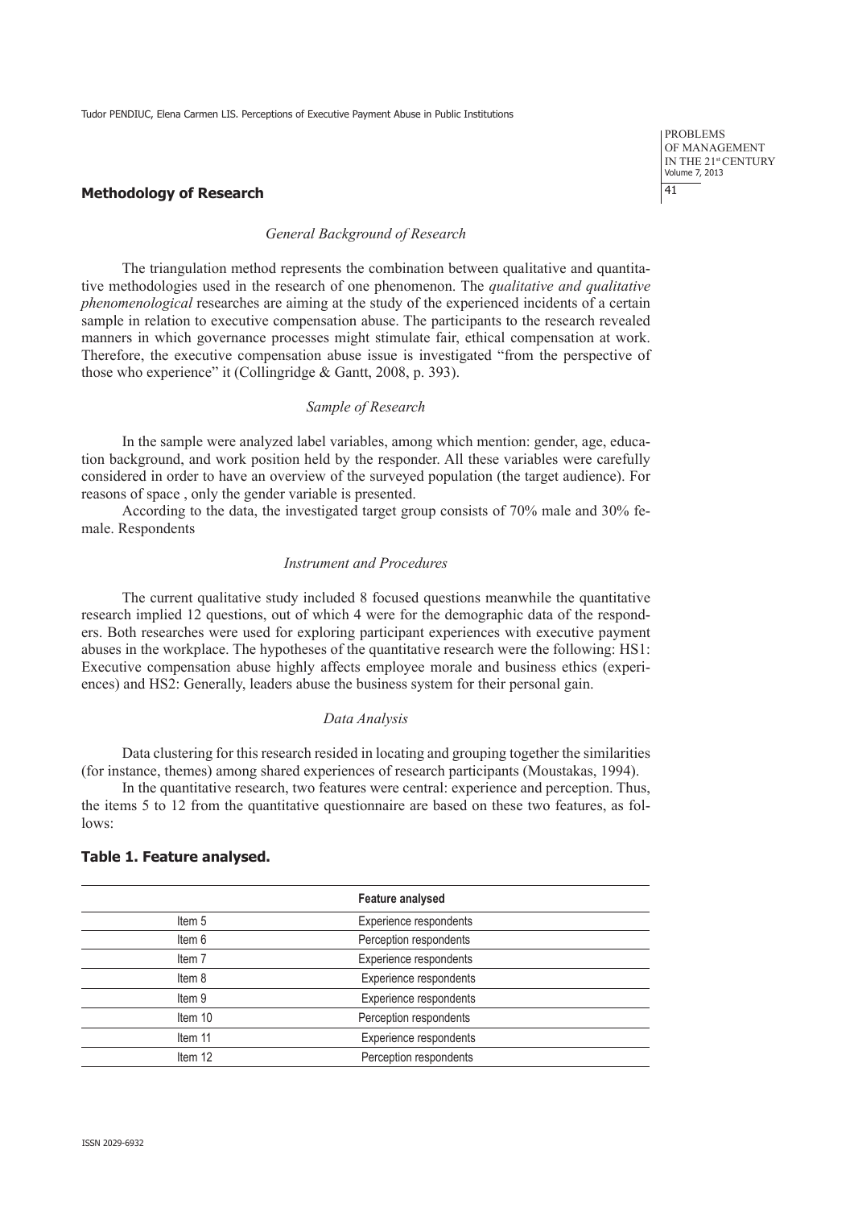## Methodology of Research

### *General Background of Research*

The triangulation method represents the combination between qualitative and quantitative methodologies used in the research of one phenomenon. The *qualitative and qualitative phenomenological* researches are aiming at the study of the experienced incidents of a certain sample in relation to executive compensation abuse. The participants to the research revealed manners in which governance processes might stimulate fair, ethical compensation at work. Therefore, the executive compensation abuse issue is investigated "from the perspective of those who experience" it (Collingridge & Gantt, 2008, p. 393).

### *Sample of Research*

In the sample were analyzed label variables, among which mention: gender, age, education background, and work position held by the responder. All these variables were carefully considered in order to have an overview of the surveyed population (the target audience). For reasons of space , only the gender variable is presented.

According to the data, the investigated target group consists of 70% male and 30% female. Respondents

### *Instrument and Procedures*

The current qualitative study included 8 focused questions meanwhile the quantitative research implied 12 questions, out of which 4 were for the demographic data of the responders. Both researches were used for exploring participant experiences with executive payment abuses in the workplace. The hypotheses of the quantitative research were the following: HS1: Executive compensation abuse highly affects employee morale and business ethics (experiences) and HS2: Generally, leaders abuse the business system for their personal gain.

### *Data Analysis*

Data clustering for this research resided in locating and grouping together the similarities (for instance, themes) among shared experiences of research participants (Moustakas, 1994).

In the quantitative research, two features were central: experience and perception. Thus, the items 5 to 12 from the quantitative questionnaire are based on these two features, as follows:

**Table 1. Feature analysed.**

| | Feature analysed |
|---|---|
| Item 5 | Experience respondents |
| Item 6 | Perception respondents |
| Item 7 | Experience respondents |
| Item 8 | Experience respondents |
| Item 9 | Experience respondents |
| Item 10 | Perception respondents |
| Item 11 | Experience respondents |
| Item 12 | Perception respondents |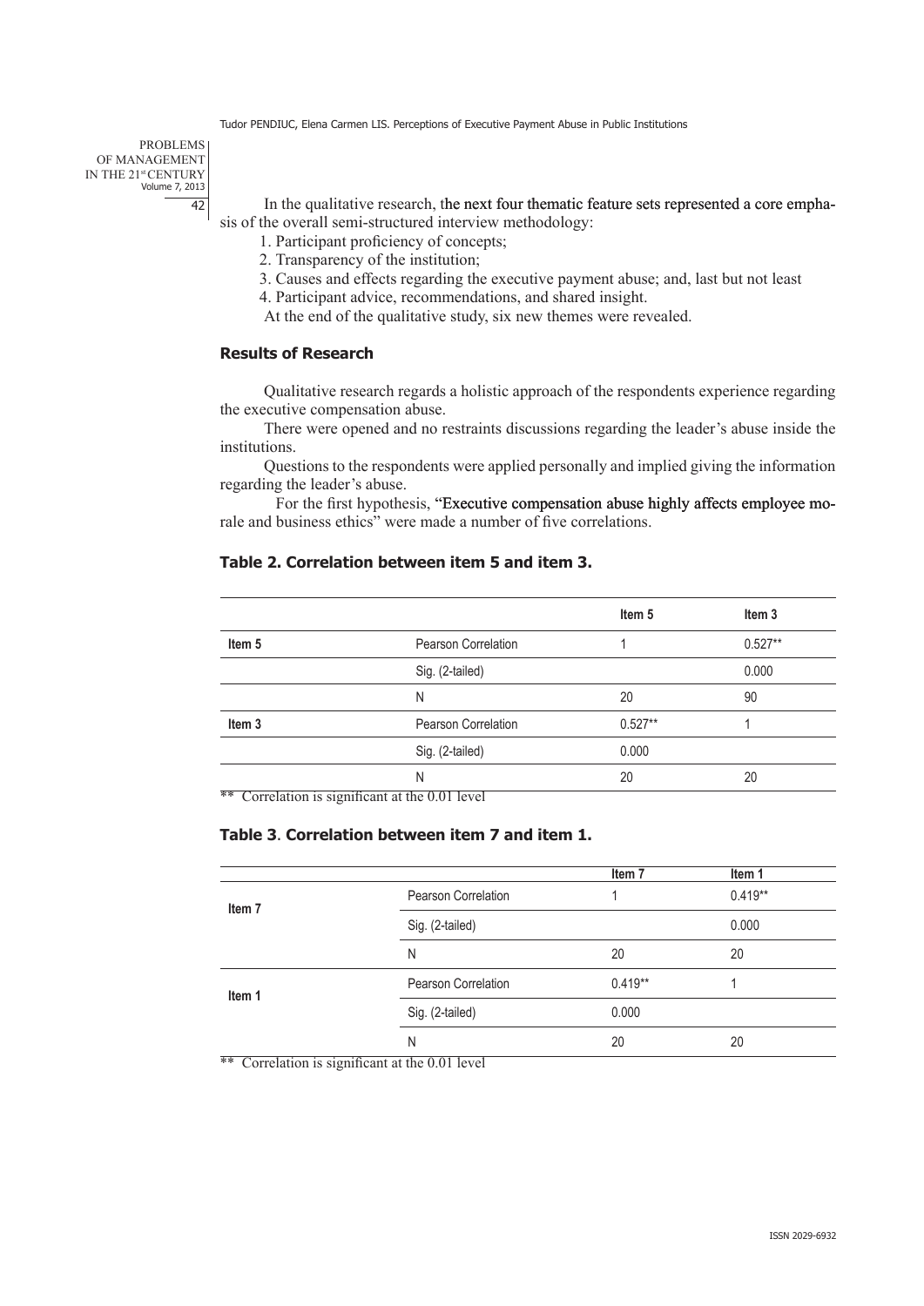In the qualitative research, the next four thematic feature sets represented a core emphasis of the overall semi-structured interview methodology:

1. Participant proficiency of concepts;
2. Transparency of the institution;
3. Causes and effects regarding the executive payment abuse; and, last but not least
4. Participant advice, recommendations, and shared insight.

At the end of the qualitative study, six new themes were revealed.

## Results of Research

Qualitative research regards a holistic approach of the respondents experience regarding the executive compensation abuse.

There were opened and no restraints discussions regarding the leader's abuse inside the institutions.

Questions to the respondents were applied personally and implied giving the information regarding the leader's abuse.

For the first hypothesis, "Executive compensation abuse highly affects employee morale and business ethics" were made a number of five correlations.

**Table 2. Correlation between item 5 and item 3.**

| | | Item 5 | Item 3 |
|---|---|---|---|
| **Item 5** | Pearson Correlation | 1 | 0.527** |
| | Sig. (2-tailed) | | 0.000 |
| | N | 20 | 90 |
| **Item 3** | Pearson Correlation | 0.527** | 1 |
| | Sig. (2-tailed) | 0.000 | |
| | N | 20 | 20 |

** Correlation is significant at the 0.01 level

**Table 3. Correlation between item 7 and item 1.**

| | | Item 7 | Item 1 |
|---|---|---|---|
| **Item 7** | Pearson Correlation | 1 | 0.419** |
| | Sig. (2-tailed) | | 0.000 |
| | N | 20 | 20 |
| **Item 1** | Pearson Correlation | 0.419** | 1 |
| | Sig. (2-tailed) | 0.000 | |
| | N | 20 | 20 |

** Correlation is significant at the 0.01 level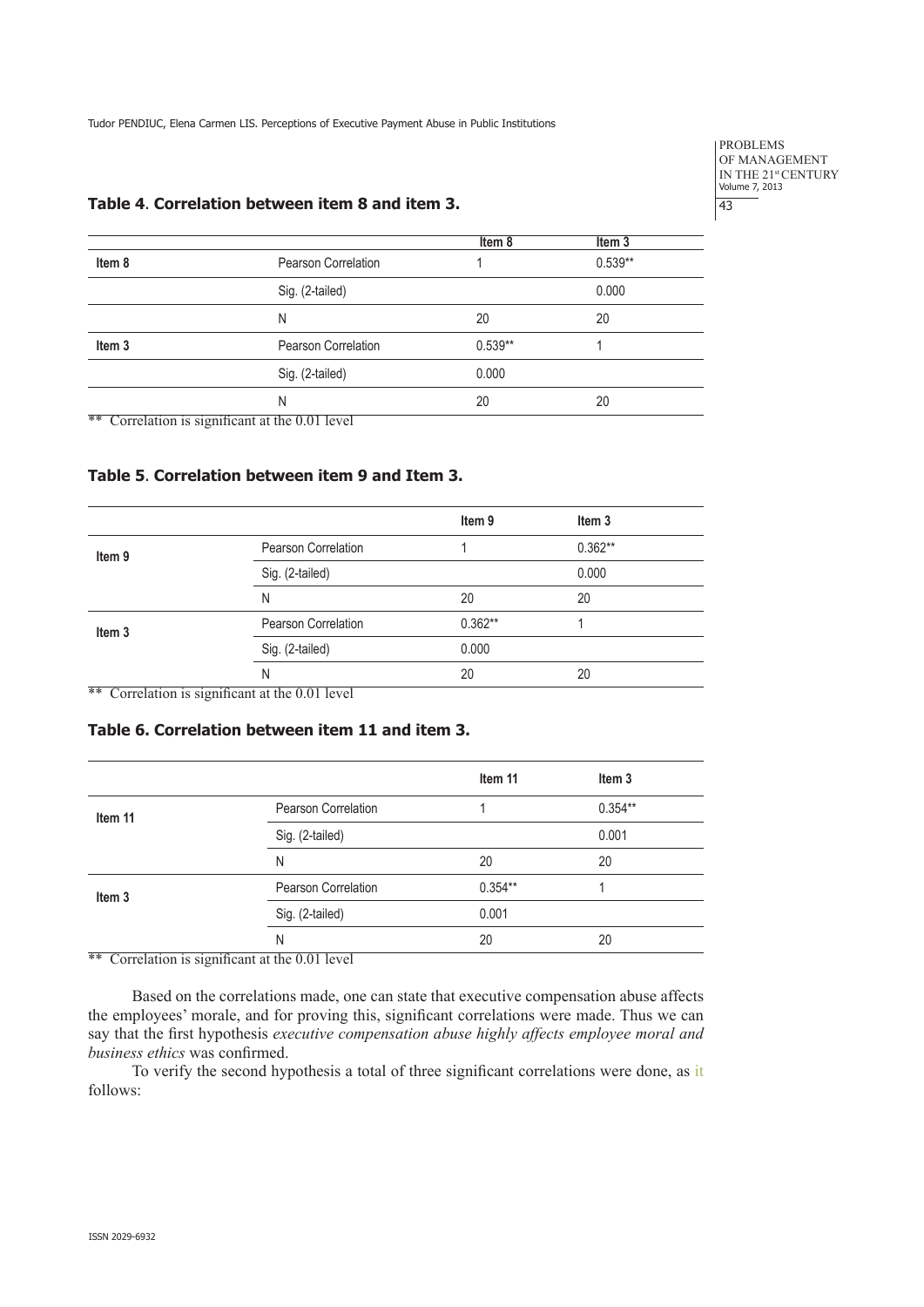**Table 4**. **Correlation between item 8 and item 3.**

| | | Item 8 | Item 3 |
|---|---|---|---|
| **Item 8** | Pearson Correlation | 1 | 0.539** |
| | Sig. (2-tailed) | | 0.000 |
| | N | 20 | 20 |
| **Item 3** | Pearson Correlation | 0.539** | 1 |
| | Sig. (2-tailed) | 0.000 | |
| | N | 20 | 20 |

** Correlation is significant at the 0.01 level

**Table 5**. **Correlation between item 9 and Item 3.**

| | | Item 9 | Item 3 |
|---|---|---|---|
| **Item 9** | Pearson Correlation | 1 | 0.362** |
| | Sig. (2-tailed) | | 0.000 |
| | N | 20 | 20 |
| **Item 3** | Pearson Correlation | 0.362** | 1 |
| | Sig. (2-tailed) | 0.000 | |
| | N | 20 | 20 |

** Correlation is significant at the 0.01 level

**Table 6. Correlation between item 11 and item 3.**

| | | Item 11 | Item 3 |
|---|---|---|---|
| **Item 11** | Pearson Correlation | 1 | 0.354** |
| | Sig. (2-tailed) | | 0.001 |
| | N | 20 | 20 |
| **Item 3** | Pearson Correlation | 0.354** | 1 |
| | Sig. (2-tailed) | 0.001 | |
| | N | 20 | 20 |

** Correlation is significant at the 0.01 level

Based on the correlations made, one can state that executive compensation abuse affects the employees' morale, and for proving this, significant correlations were made. Thus we can say that the first hypothesis *executive compensation abuse highly affects employee moral and business ethics* was confirmed.

To verify the second hypothesis a total of three significant correlations were done, as it follows: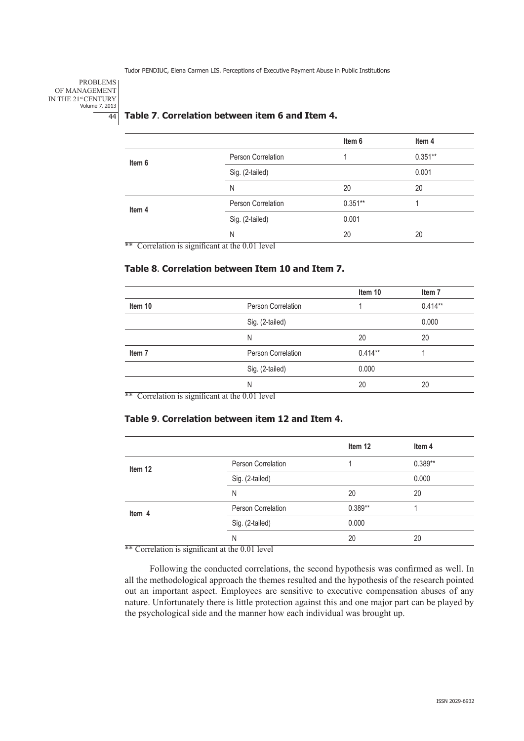**Table 7**. **Correlation between item 6 and Item 4.**

| | | Item 6 | Item 4 |
|---|---|---|---|
| Item 6 | Person Correlation | 1 | 0.351** |
| | Sig. (2-tailed) | | 0.001 |
| | N | 20 | 20 |
| Item 4 | Person Correlation | 0.351** | 1 |
| | Sig. (2-tailed) | 0.001 | |
| | N | 20 | 20 |

** Correlation is significant at the 0.01 level

**Table 8**. **Correlation between Item 10 and Item 7.**

| | | Item 10 | Item 7 |
|---|---|---|---|
| Item 10 | Person Correlation | 1 | 0.414** |
| | Sig. (2-tailed) | | 0.000 |
| | N | 20 | 20 |
| Item 7 | Person Correlation | 0.414** | 1 |
| | Sig. (2-tailed) | 0.000 | |
| | N | 20 | 20 |

** Correlation is significant at the 0.01 level

**Table 9**. **Correlation between item 12 and Item 4.**

| | | Item 12 | Item 4 |
|---|---|---|---|
| Item 12 | Person Correlation | 1 | 0.389** |
| | Sig. (2-tailed) | | 0.000 |
| | N | 20 | 20 |
| Item 4 | Person Correlation | 0.389** | 1 |
| | Sig. (2-tailed) | 0.000 | |
| | N | 20 | 20 |

** Correlation is significant at the 0.01 level

Following the conducted correlations, the second hypothesis was confirmed as well. In all the methodological approach the themes resulted and the hypothesis of the research pointed out an important aspect. Employees are sensitive to executive compensation abuses of any nature. Unfortunately there is little protection against this and one major part can be played by the psychological side and the manner how each individual was brought up.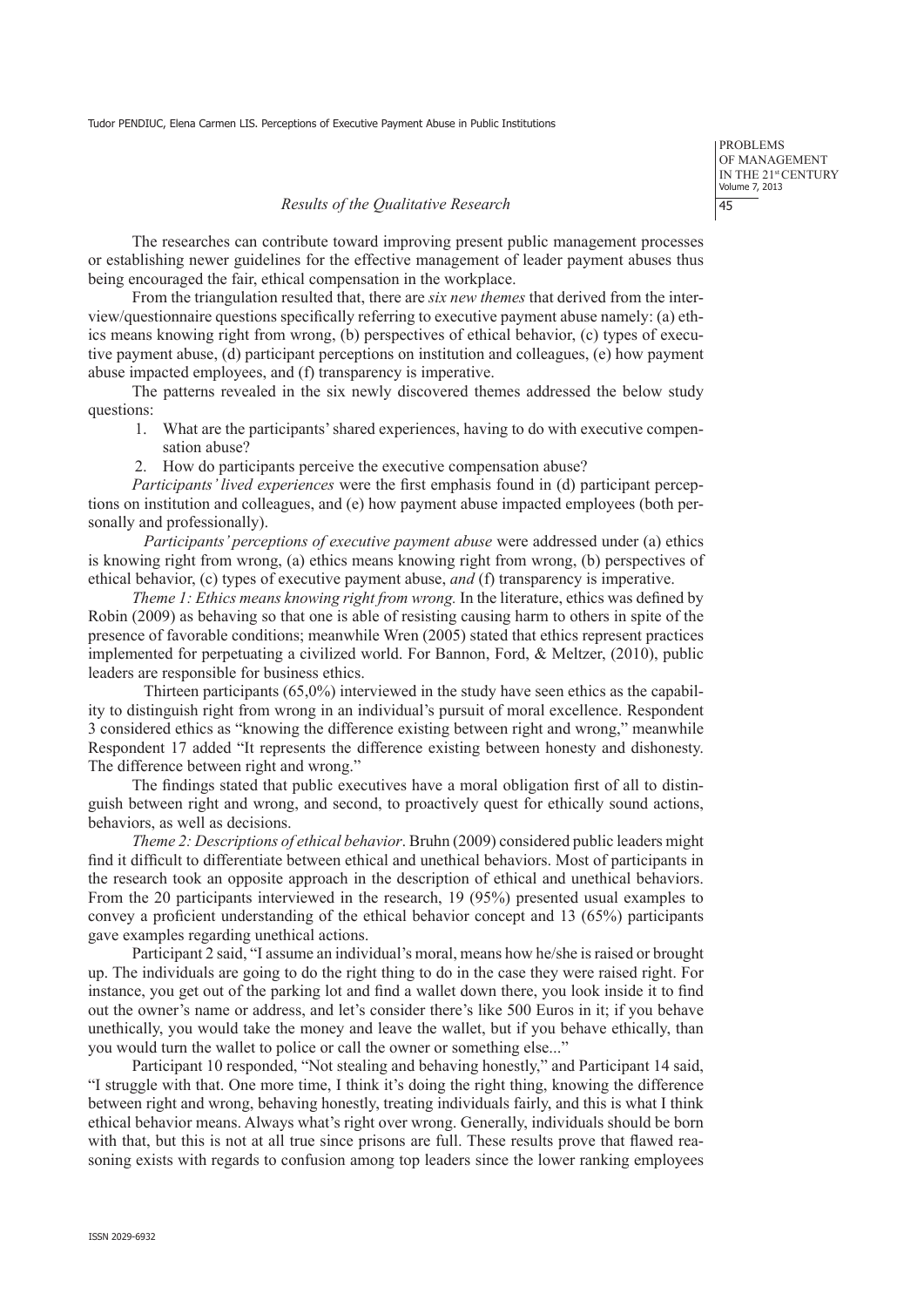## *Results of the Qualitative Research*

The researches can contribute toward improving present public management processes or establishing newer guidelines for the effective management of leader payment abuses thus being encouraged the fair, ethical compensation in the workplace.

From the triangulation resulted that, there are *six new themes* that derived from the interview/questionnaire questions specifically referring to executive payment abuse namely: (a) ethics means knowing right from wrong, (b) perspectives of ethical behavior, (c) types of executive payment abuse, (d) participant perceptions on institution and colleagues, (e) how payment abuse impacted employees, and (f) transparency is imperative.

The patterns revealed in the six newly discovered themes addressed the below study questions:

1. What are the participants' shared experiences, having to do with executive compensation abuse?
2. How do participants perceive the executive compensation abuse?

*Participants' lived experiences* were the first emphasis found in (d) participant perceptions on institution and colleagues, and (e) how payment abuse impacted employees (both personally and professionally).

*Participants' perceptions of executive payment abuse* were addressed under (a) ethics is knowing right from wrong, (a) ethics means knowing right from wrong, (b) perspectives of ethical behavior, (c) types of executive payment abuse, *and* (f) transparency is imperative.

*Theme 1: Ethics means knowing right from wrong.* In the literature, ethics was defined by Robin (2009) as behaving so that one is able of resisting causing harm to others in spite of the presence of favorable conditions; meanwhile Wren (2005) stated that ethics represent practices implemented for perpetuating a civilized world. For Bannon, Ford, & Meltzer, (2010), public leaders are responsible for business ethics.

Thirteen participants (65,0%) interviewed in the study have seen ethics as the capability to distinguish right from wrong in an individual's pursuit of moral excellence. Respondent 3 considered ethics as "knowing the difference existing between right and wrong," meanwhile Respondent 17 added "It represents the difference existing between honesty and dishonesty. The difference between right and wrong."

The findings stated that public executives have a moral obligation first of all to distinguish between right and wrong, and second, to proactively quest for ethically sound actions, behaviors, as well as decisions.

*Theme 2: Descriptions of ethical behavior*. Bruhn (2009) considered public leaders might find it difficult to differentiate between ethical and unethical behaviors. Most of participants in the research took an opposite approach in the description of ethical and unethical behaviors. From the 20 participants interviewed in the research, 19 (95%) presented usual examples to convey a proficient understanding of the ethical behavior concept and 13 (65%) participants gave examples regarding unethical actions.

Participant 2 said, "I assume an individual's moral, means how he/she is raised or brought up. The individuals are going to do the right thing to do in the case they were raised right. For instance, you get out of the parking lot and find a wallet down there, you look inside it to find out the owner's name or address, and let's consider there's like 500 Euros in it; if you behave unethically, you would take the money and leave the wallet, but if you behave ethically, than you would turn the wallet to police or call the owner or something else..."

Participant 10 responded, "Not stealing and behaving honestly," and Participant 14 said, "I struggle with that. One more time, I think it's doing the right thing, knowing the difference between right and wrong, behaving honestly, treating individuals fairly, and this is what I think ethical behavior means. Always what's right over wrong. Generally, individuals should be born with that, but this is not at all true since prisons are full. These results prove that flawed reasoning exists with regards to confusion among top leaders since the lower ranking employees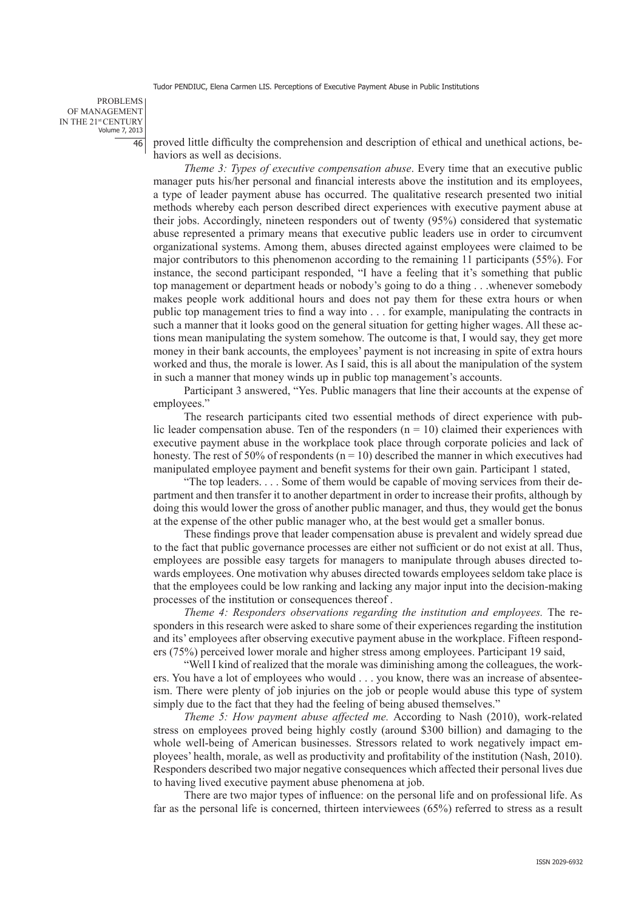proved little difficulty the comprehension and description of ethical and unethical actions, behaviors as well as decisions.

*Theme 3: Types of executive compensation abuse*. Every time that an executive public manager puts his/her personal and financial interests above the institution and its employees, a type of leader payment abuse has occurred. The qualitative research presented two initial methods whereby each person described direct experiences with executive payment abuse at their jobs. Accordingly, nineteen responders out of twenty (95%) considered that systematic abuse represented a primary means that executive public leaders use in order to circumvent organizational systems. Among them, abuses directed against employees were claimed to be major contributors to this phenomenon according to the remaining 11 participants (55%). For instance, the second participant responded, "I have a feeling that it's something that public top management or department heads or nobody's going to do a thing . . .whenever somebody makes people work additional hours and does not pay them for these extra hours or when public top management tries to find a way into . . . for example, manipulating the contracts in such a manner that it looks good on the general situation for getting higher wages. All these actions mean manipulating the system somehow. The outcome is that, I would say, they get more money in their bank accounts, the employees' payment is not increasing in spite of extra hours worked and thus, the morale is lower. As I said, this is all about the manipulation of the system in such a manner that money winds up in public top management's accounts.

Participant 3 answered, "Yes. Public managers that line their accounts at the expense of employees."

The research participants cited two essential methods of direct experience with public leader compensation abuse. Ten of the responders ($n = 10$) claimed their experiences with executive payment abuse in the workplace took place through corporate policies and lack of honesty. The rest of 50% of respondents ($n = 10$) described the manner in which executives had manipulated employee payment and benefit systems for their own gain. Participant 1 stated,

"The top leaders. . . . Some of them would be capable of moving services from their department and then transfer it to another department in order to increase their profits, although by doing this would lower the gross of another public manager, and thus, they would get the bonus at the expense of the other public manager who, at the best would get a smaller bonus.

These findings prove that leader compensation abuse is prevalent and widely spread due to the fact that public governance processes are either not sufficient or do not exist at all. Thus, employees are possible easy targets for managers to manipulate through abuses directed towards employees. One motivation why abuses directed towards employees seldom take place is that the employees could be low ranking and lacking any major input into the decision-making processes of the institution or consequences thereof .

*Theme 4: Responders observations regarding the institution and employees.* The responders in this research were asked to share some of their experiences regarding the institution and its' employees after observing executive payment abuse in the workplace. Fifteen responders (75%) perceived lower morale and higher stress among employees. Participant 19 said,

"Well I kind of realized that the morale was diminishing among the colleagues, the workers. You have a lot of employees who would . . . you know, there was an increase of absenteeism. There were plenty of job injuries on the job or people would abuse this type of system simply due to the fact that they had the feeling of being abused themselves."

*Theme 5: How payment abuse affected me.* According to Nash (2010), work-related stress on employees proved being highly costly (around \$300 billion) and damaging to the whole well-being of American businesses. Stressors related to work negatively impact employees' health, morale, as well as productivity and profitability of the institution (Nash, 2010). Responders described two major negative consequences which affected their personal lives due to having lived executive payment abuse phenomena at job.

There are two major types of influence: on the personal life and on professional life. As far as the personal life is concerned, thirteen interviewees (65%) referred to stress as a result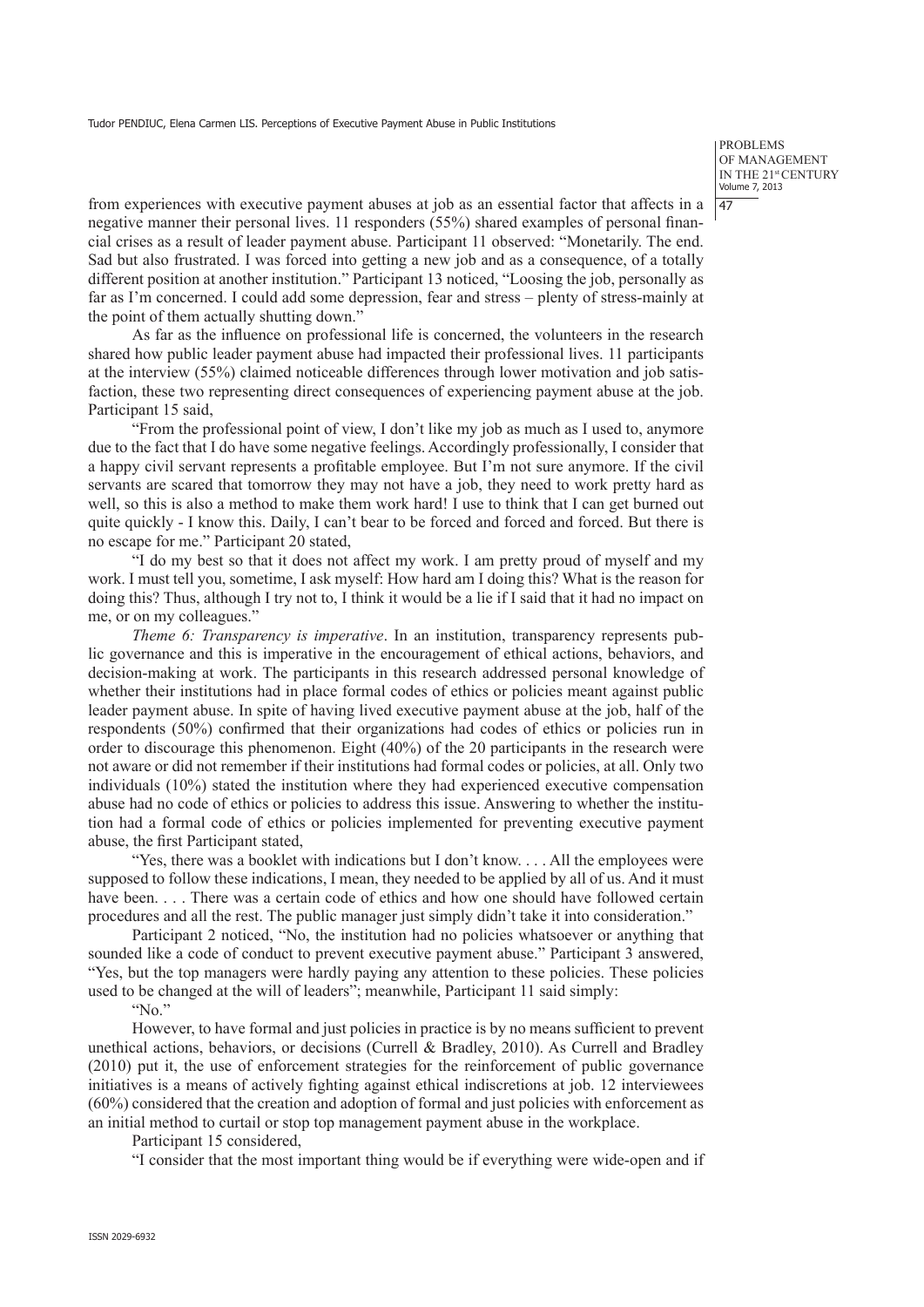from experiences with executive payment abuses at job as an essential factor that affects in a negative manner their personal lives. 11 responders (55%) shared examples of personal financial crises as a result of leader payment abuse. Participant 11 observed: "Monetarily. The end. Sad but also frustrated. I was forced into getting a new job and as a consequence, of a totally different position at another institution." Participant 13 noticed, "Loosing the job, personally as far as I'm concerned. I could add some depression, fear and stress – plenty of stress-mainly at the point of them actually shutting down."

As far as the influence on professional life is concerned, the volunteers in the research shared how public leader payment abuse had impacted their professional lives. 11 participants at the interview (55%) claimed noticeable differences through lower motivation and job satisfaction, these two representing direct consequences of experiencing payment abuse at the job. Participant 15 said,

"From the professional point of view, I don't like my job as much as I used to, anymore due to the fact that I do have some negative feelings. Accordingly professionally, I consider that a happy civil servant represents a profitable employee. But I'm not sure anymore. If the civil servants are scared that tomorrow they may not have a job, they need to work pretty hard as well, so this is also a method to make them work hard! I use to think that I can get burned out quite quickly - I know this. Daily, I can't bear to be forced and forced and forced. But there is no escape for me." Participant 20 stated,

"I do my best so that it does not affect my work. I am pretty proud of myself and my work. I must tell you, sometime, I ask myself: How hard am I doing this? What is the reason for doing this? Thus, although I try not to, I think it would be a lie if I said that it had no impact on me, or on my colleagues."

*Theme 6: Transparency is imperative*. In an institution, transparency represents public governance and this is imperative in the encouragement of ethical actions, behaviors, and decision-making at work. The participants in this research addressed personal knowledge of whether their institutions had in place formal codes of ethics or policies meant against public leader payment abuse. In spite of having lived executive payment abuse at the job, half of the respondents (50%) confirmed that their organizations had codes of ethics or policies run in order to discourage this phenomenon. Eight (40%) of the 20 participants in the research were not aware or did not remember if their institutions had formal codes or policies, at all. Only two individuals (10%) stated the institution where they had experienced executive compensation abuse had no code of ethics or policies to address this issue. Answering to whether the institution had a formal code of ethics or policies implemented for preventing executive payment abuse, the first Participant stated,

"Yes, there was a booklet with indications but I don't know. . . . All the employees were supposed to follow these indications, I mean, they needed to be applied by all of us. And it must have been. . . . There was a certain code of ethics and how one should have followed certain procedures and all the rest. The public manager just simply didn't take it into consideration."

Participant 2 noticed, "No, the institution had no policies whatsoever or anything that sounded like a code of conduct to prevent executive payment abuse." Participant 3 answered, "Yes, but the top managers were hardly paying any attention to these policies. These policies used to be changed at the will of leaders"; meanwhile, Participant 11 said simply:

"No."

However, to have formal and just policies in practice is by no means sufficient to prevent unethical actions, behaviors, or decisions (Currell & Bradley, 2010). As Currell and Bradley (2010) put it, the use of enforcement strategies for the reinforcement of public governance initiatives is a means of actively fighting against ethical indiscretions at job. 12 interviewees (60%) considered that the creation and adoption of formal and just policies with enforcement as an initial method to curtail or stop top management payment abuse in the workplace.

Participant 15 considered,

"I consider that the most important thing would be if everything were wide-open and if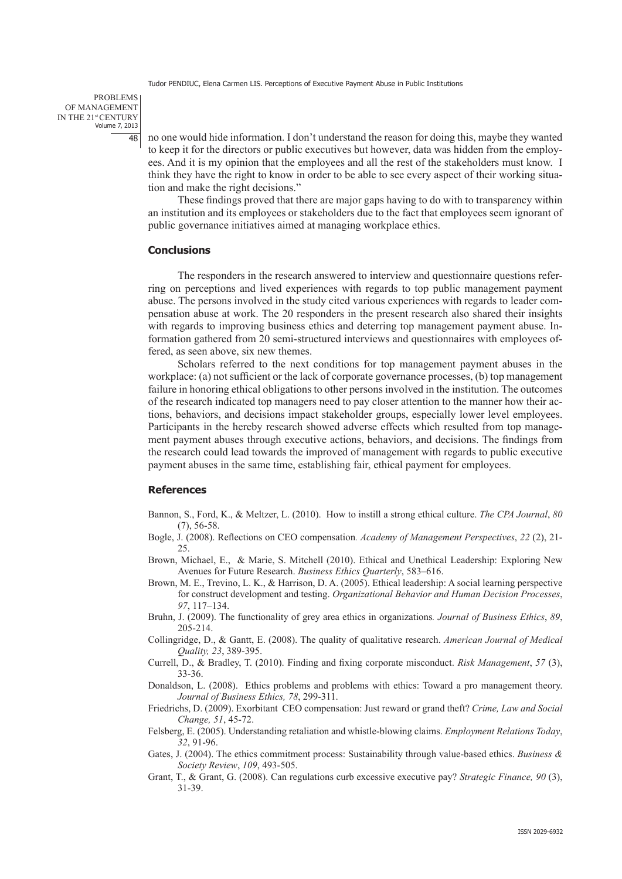no one would hide information. I don't understand the reason for doing this, maybe they wanted to keep it for the directors or public executives but however, data was hidden from the employees. And it is my opinion that the employees and all the rest of the stakeholders must know. I think they have the right to know in order to be able to see every aspect of their working situation and make the right decisions."

These findings proved that there are major gaps having to do with to transparency within an institution and its employees or stakeholders due to the fact that employees seem ignorant of public governance initiatives aimed at managing workplace ethics.

## Conclusions

The responders in the research answered to interview and questionnaire questions referring on perceptions and lived experiences with regards to top public management payment abuse. The persons involved in the study cited various experiences with regards to leader compensation abuse at work. The 20 responders in the present research also shared their insights with regards to improving business ethics and deterring top management payment abuse. Information gathered from 20 semi-structured interviews and questionnaires with employees offered, as seen above, six new themes.

Scholars referred to the next conditions for top management payment abuses in the workplace: (a) not sufficient or the lack of corporate governance processes, (b) top management failure in honoring ethical obligations to other persons involved in the institution. The outcomes of the research indicated top managers need to pay closer attention to the manner how their actions, behaviors, and decisions impact stakeholder groups, especially lower level employees. Participants in the hereby research showed adverse effects which resulted from top management payment abuses through executive actions, behaviors, and decisions. The findings from the research could lead towards the improved of management with regards to public executive payment abuses in the same time, establishing fair, ethical payment for employees.

## References

Bannon, S., Ford, K., & Meltzer, L. (2010). How to instill a strong ethical culture. *The CPA Journal*, *80* (7), 56-58.

Bogle, J. (2008). Reflections on CEO compensation*. Academy of Management Perspectives*, *22* (2), 21-25.

Brown, Michael, E., & Marie, S. Mitchell (2010). Ethical and Unethical Leadership: Exploring New Avenues for Future Research. *Business Ethics Quarterly*, 583–616.

Brown, M. E., Trevino, L. K., & Harrison, D. A. (2005). Ethical leadership: A social learning perspective for construct development and testing. *Organizational Behavior and Human Decision Processes*, *97*, 117–134.

Bruhn, J. (2009). The functionality of grey area ethics in organizations*. Journal of Business Ethics*, *89*, 205-214.

Collingridge, D., & Gantt, E. (2008). The quality of qualitative research. *American Journal of Medical Quality, 23*, 389-395.

Currell, D., & Bradley, T. (2010). Finding and fixing corporate misconduct. *Risk Management*, *57* (3), 33-36.

Donaldson, L. (2008). Ethics problems and problems with ethics: Toward a pro management theory. *Journal of Business Ethics, 78*, 299-311.

Friedrichs, D. (2009). Exorbitant CEO compensation: Just reward or grand theft? *Crime, Law and Social Change, 51*, 45-72.

Felsberg, E. (2005). Understanding retaliation and whistle-blowing claims. *Employment Relations Today*, *32*, 91-96.

Gates, J. (2004). The ethics commitment process: Sustainability through value-based ethics. *Business & Society Review*, *109*, 493-505.

Grant, T., & Grant, G. (2008). Can regulations curb excessive executive pay? *Strategic Finance, 90* (3), 31-39.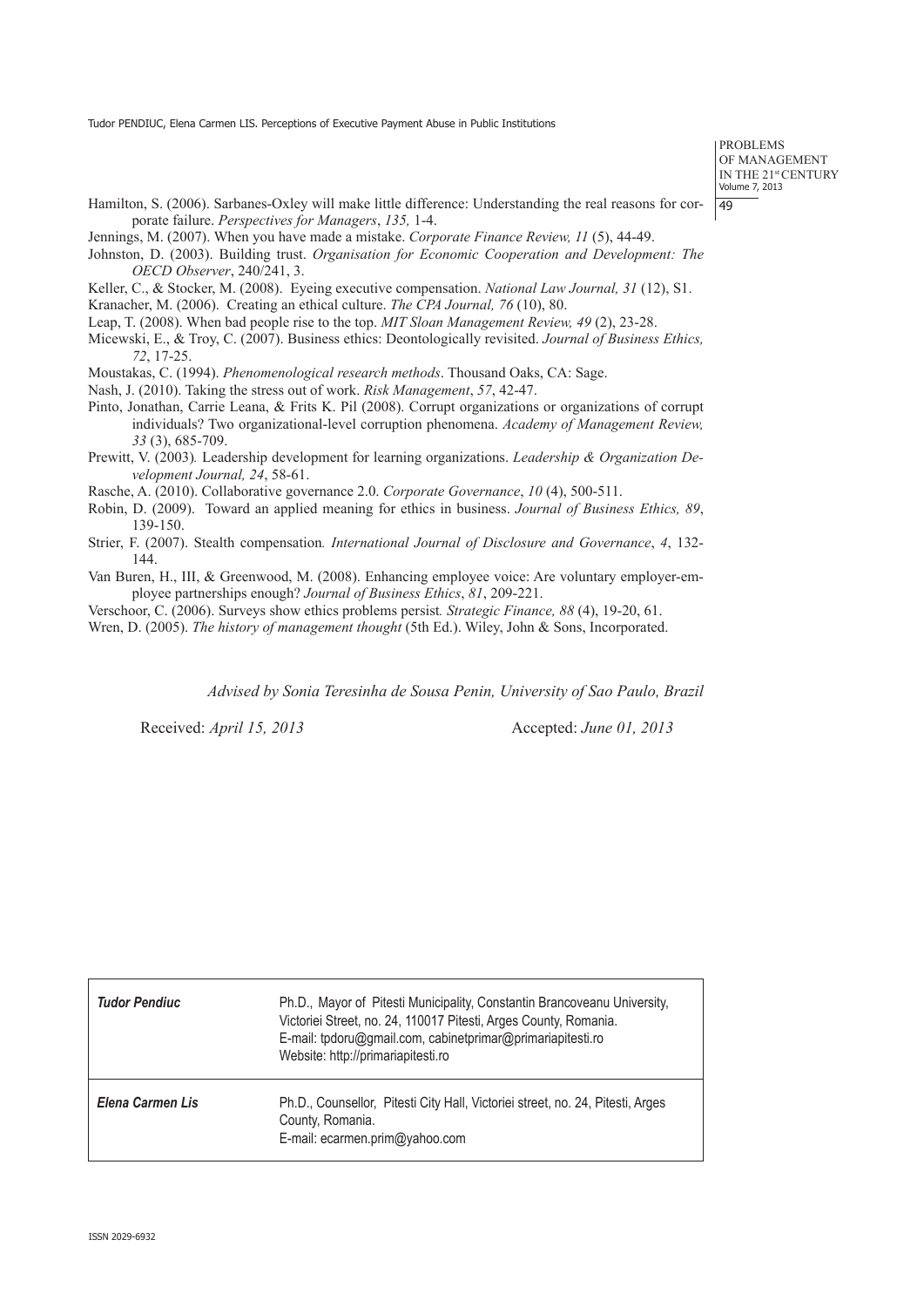Hamilton, S. (2006). Sarbanes-Oxley will make little difference: Understanding the real reasons for corporate failure. *Perspectives for Managers*, *135,* 1-4.

Jennings, M. (2007). When you have made a mistake. *Corporate Finance Review, 11* (5), 44-49.

Johnston, D. (2003). Building trust. *Organisation for Economic Cooperation and Development: The OECD Observer*, 240/241, 3.

Keller, C., & Stocker, M. (2008). Eyeing executive compensation. *National Law Journal, 31* (12), S1.

Kranacher, M. (2006). Creating an ethical culture. *The CPA Journal, 76* (10), 80.

Leap, T. (2008). When bad people rise to the top. *MIT Sloan Management Review, 49* (2), 23-28.

Micewski, E., & Troy, C. (2007). Business ethics: Deontologically revisited. *Journal of Business Ethics, 72*, 17-25.

Moustakas, C. (1994). *Phenomenological research methods*. Thousand Oaks, CA: Sage.

Nash, J. (2010). Taking the stress out of work. *Risk Management*, *57*, 42-47.

Pinto, Jonathan, Carrie Leana, & Frits K. Pil (2008). Corrupt organizations or organizations of corrupt individuals? Two organizational-level corruption phenomena. *Academy of Management Review, 33* (3), 685-709.

Prewitt, V. (2003). Leadership development for learning organizations. *Leadership & Organization Development Journal, 24*, 58-61.

Rasche, A. (2010). Collaborative governance 2.0. *Corporate Governance*, *10* (4), 500-511.

Robin, D. (2009). Toward an applied meaning for ethics in business. *Journal of Business Ethics, 89*, 139-150.

Strier, F. (2007). Stealth compensation*. International Journal of Disclosure and Governance*, *4*, 132-144.

Van Buren, H., III, & Greenwood, M. (2008). Enhancing employee voice: Are voluntary employer-employee partnerships enough? *Journal of Business Ethics*, *81*, 209-221.

Verschoor, C. (2006). Surveys show ethics problems persist*. Strategic Finance, 88* (4), 19-20, 61.

Wren, D. (2005). *The history of management thought* (5th Ed.). Wiley, John & Sons, Incorporated.

*Advised by Sonia Teresinha de Sousa Penin, University of Sao Paulo, Brazil*

Received: *April 15, 2013* Accepted: *June 01, 2013*

| | |
|---|---|
| ***Tudor Pendiuc*** | Ph.D., Mayor of Pitesti Municipality, Constantin Brancoveanu University, Victoriei Street, no. 24, 110017 Pitesti, Arges County, Romania. E-mail: tpdoru@gmail.com, cabinetprimar@primariapitesti.ro Website: http://primariapitesti.ro |
| ***Elena Carmen Lis*** | Ph.D., Counsellor, Pitesti City Hall, Victoriei street, no. 24, Pitesti, Arges County, Romania. E-mail: ecarmen.prim@yahoo.com |